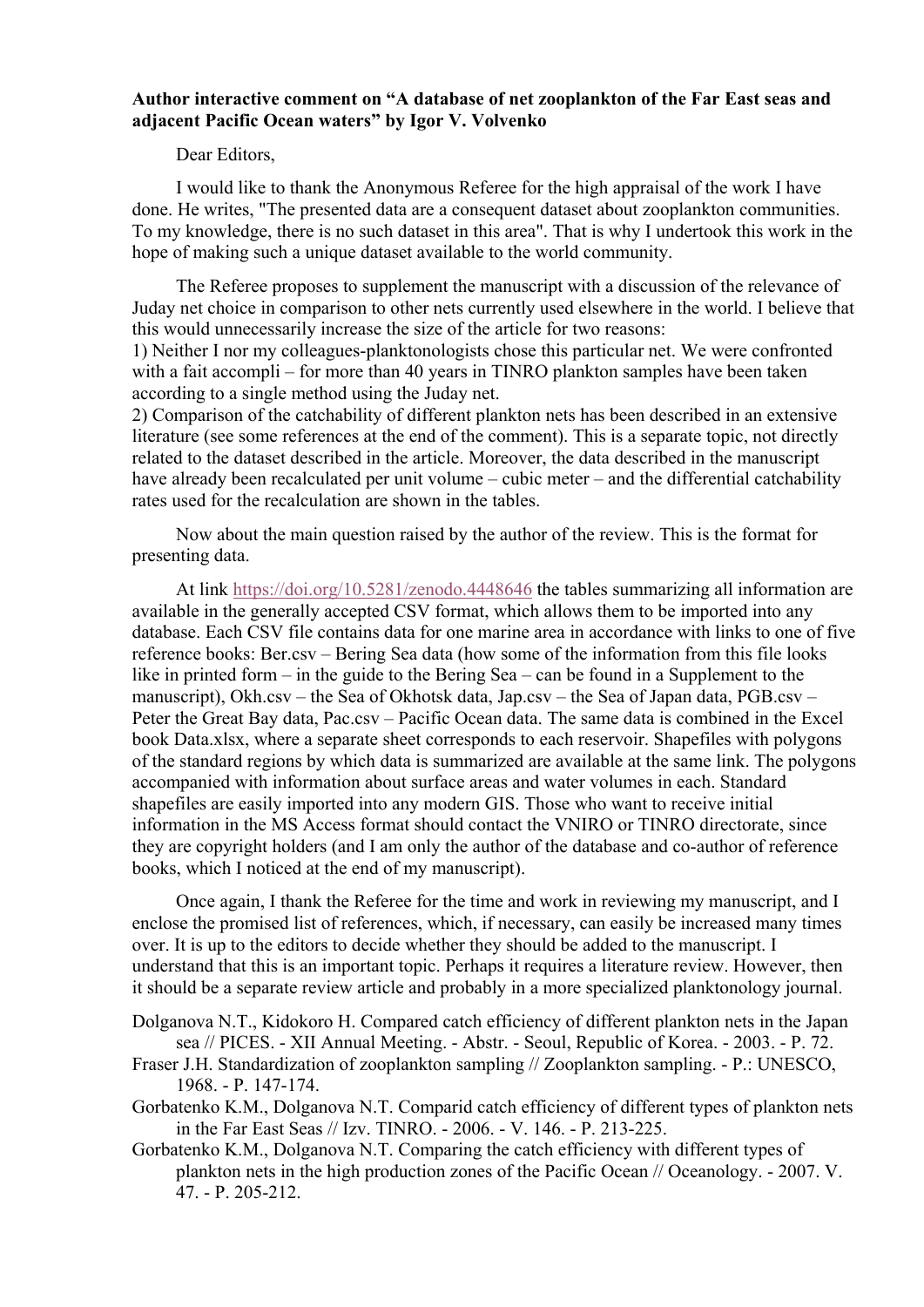**Author interactive comment on "A database of net zooplankton of the Far East seas and adjacent Pacific Ocean waters" by Igor V. Volvenko**

Dear Editors,

I would like to thank the Anonymous Referee for the high appraisal of the work I have done. He writes, "The presented data are a consequent dataset about zooplankton communities. To my knowledge, there is no such dataset in this area". That is why I undertook this work in the hope of making such a unique dataset available to the world community.

The Referee proposes to supplement the manuscript with a discussion of the relevance of Juday net choice in comparison to other nets currently used elsewhere in the world. I believe that this would unnecessarily increase the size of the article for two reasons:

1) Neither I nor my colleagues-planktonologists chose this particular net. We were confronted with a fait accompli – for more than 40 years in TINRO plankton samples have been taken according to a single method using the Juday net.

2) Comparison of the catchability of different plankton nets has been described in an extensive literature (see some references at the end of the comment). This is a separate topic, not directly related to the dataset described in the article. Moreover, the data described in the manuscript have already been recalculated per unit volume – cubic meter – and the differential catchability rates used for the recalculation are shown in the tables.

Now about the main question raised by the author of the review. This is the format for presenting data.

At link https://doi.org/10.5281/zenodo.4448646 the tables summarizing all information are available in the generally accepted CSV format, which allows them to be imported into any database. Each CSV file contains data for one marine area in accordance with links to one of five reference books: Ber.csv – Bering Sea data (how some of the information from this file looks like in printed form – in the guide to the Bering Sea – can be found in a Supplement to the manuscript), Okh.csv – the Sea of Okhotsk data, Jap.csv – the Sea of Japan data, PGB.csv – Peter the Great Bay data, Pac.csv – Pacific Ocean data. The same data is combined in the Excel book Data.xlsx, where a separate sheet corresponds to each reservoir. Shapefiles with polygons of the standard regions by which data is summarized are available at the same link. The polygons accompanied with information about surface areas and water volumes in each. Standard shapefiles are easily imported into any modern GIS. Those who want to receive initial information in the MS Access format should contact the VNIRO or TINRO directorate, since they are copyright holders (and I am only the author of the database and co-author of reference books, which I noticed at the end of my manuscript).

Once again, I thank the Referee for the time and work in reviewing my manuscript, and I enclose the promised list of references, which, if necessary, can easily be increased many times over. It is up to the editors to decide whether they should be added to the manuscript. I understand that this is an important topic. Perhaps it requires a literature review. However, then it should be a separate review article and probably in a more specialized planktonology journal.

Dolganova N.T., Kidokoro H. Compared catch efficiency of different plankton nets in the Japan sea // PICES. - XII Annual Meeting. - Abstr. - Seoul, Republic of Korea. - 2003. - P. 72.

Fraser J.H. Standardization of zooplankton sampling // Zooplankton sampling. - P.: UNESCO, 1968. - P. 147-174.

Gorbatenko K.M., Dolganova N.T. Comparid catch efficiency of different types of plankton nets in the Far East Seas // Izv. TINRO. - 2006. - V. 146. - P. 213-225.

Gorbatenko K.M., Dolganova N.T. Comparing the catch efficiency with different types of plankton nets in the high production zones of the Pacific Ocean // Oceanology. - 2007. V. 47. - P. 205-212.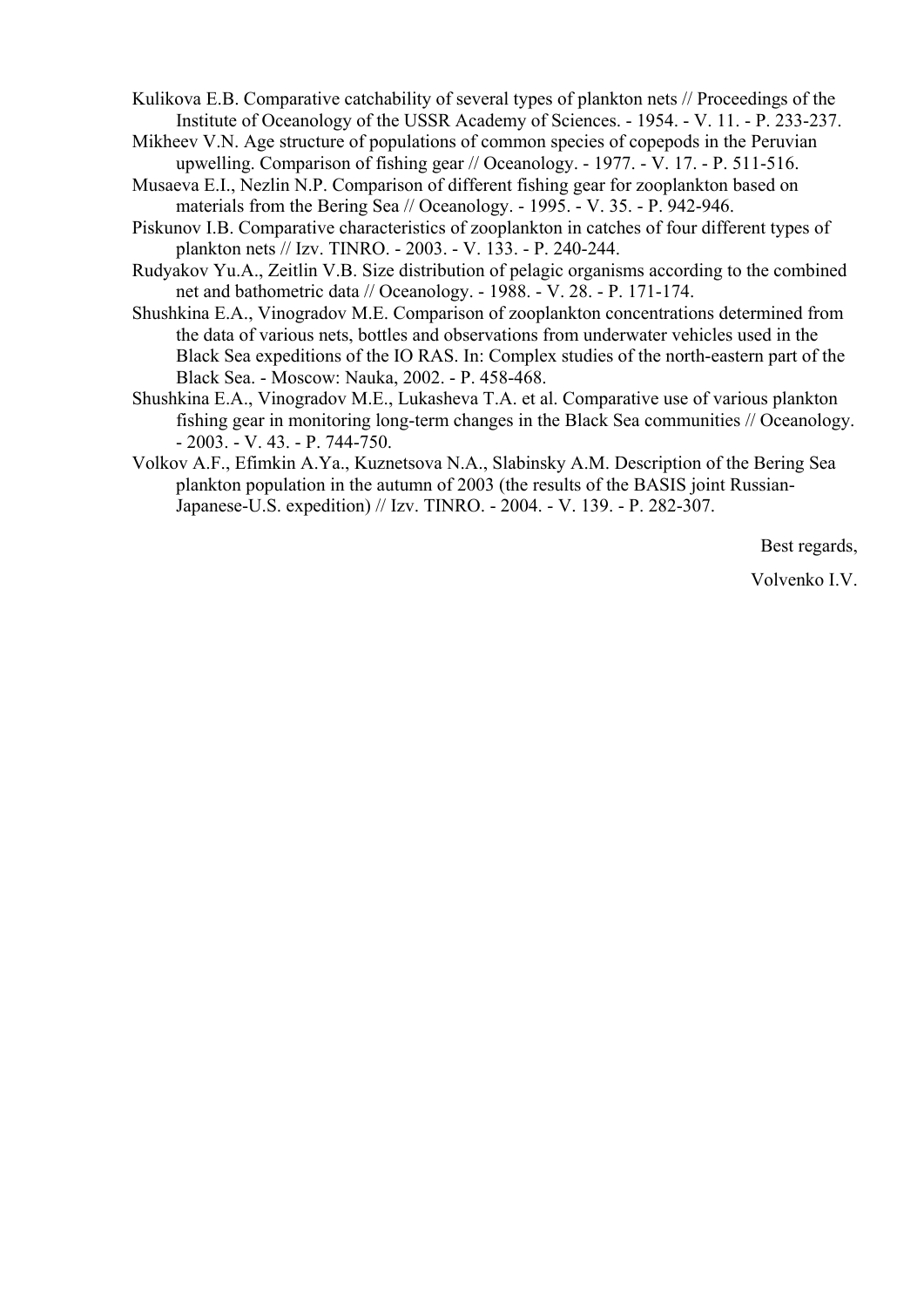Kulikova E.B. Comparative catchability of several types of plankton nets // Proceedings of the Institute of Oceanology of the USSR Academy of Sciences. - 1954. - V. 11. - P. 233-237.

Mikheev V.N. Age structure of populations of common species of copepods in the Peruvian upwelling. Comparison of fishing gear // Oceanology. - 1977. - V. 17. - P. 511-516.

Musaeva E.I., Nezlin N.P. Comparison of different fishing gear for zooplankton based on materials from the Bering Sea // Oceanology. - 1995. - V. 35. - P. 942-946.

Piskunov I.B. Comparative characteristics of zooplankton in catches of four different types of plankton nets // Izv. TINRO. - 2003. - V. 133. - P. 240-244.

Rudyakov Yu.A., Zeitlin V.B. Size distribution of pelagic organisms according to the combined net and bathometric data // Oceanology. - 1988. - V. 28. - P. 171-174.

Shushkina E.A., Vinogradov M.E. Comparison of zooplankton concentrations determined from the data of various nets, bottles and observations from underwater vehicles used in the Black Sea expeditions of the IO RAS. In: Complex studies of the north-eastern part of the Black Sea. - Moscow: Nauka, 2002. - P. 458-468.

Shushkina E.A., Vinogradov M.E., Lukasheva T.A. et al. Comparative use of various plankton fishing gear in monitoring long-term changes in the Black Sea communities // Oceanology. - 2003. - V. 43. - P. 744-750.

Volkov A.F., Efimkin A.Ya., Kuznetsova N.A., Slabinsky A.M. Description of the Bering Sea plankton population in the autumn of 2003 (the results of the BASIS joint Russian-Japanese-U.S. expedition) // Izv. TINRO. - 2004. - V. 139. - P. 282-307.

Best regards,

Volvenko I.V.